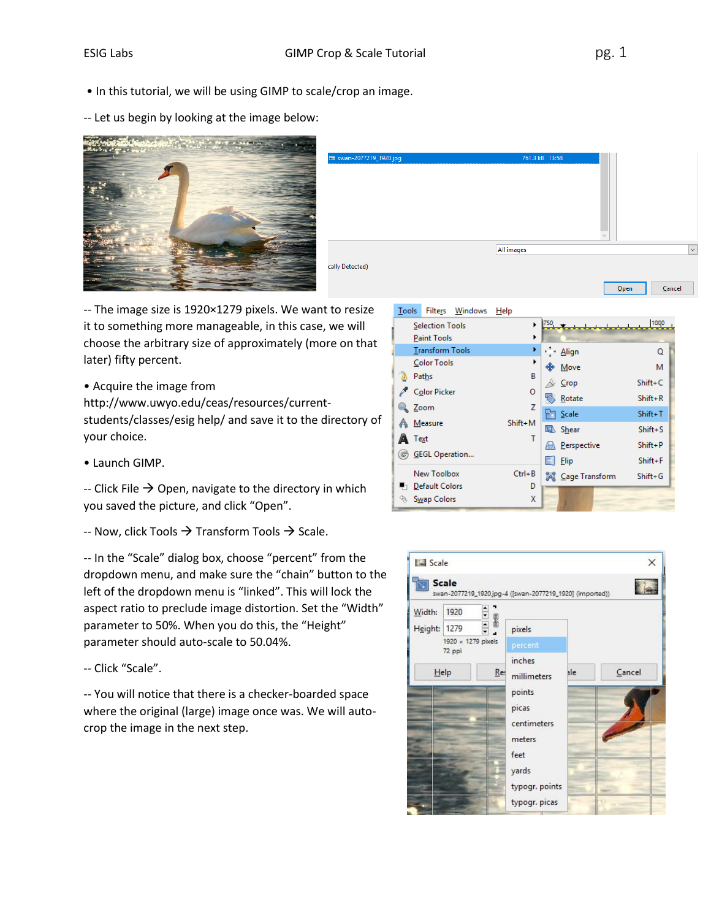• In this tutorial, we will be using GIMP to scale/crop an image.

-- Let us begin by looking at the image below:

-- The image size is 1920×1279 pixels. We want to resize it to something more manageable, in this case, we will choose the arbitrary size of approximately (more on that later) fifty percent.

• Acquire the image from http://www.uwyo.edu/ceas/resources/current-students/classes/esig help/ and save it to the directory of your choice.

• Launch GIMP.

-- Click File → Open, navigate to the directory in which you saved the picture, and click "Open".

-- Now, click Tools → Transform Tools → Scale.

-- In the "Scale" dialog box, choose "percent" from the dropdown menu, and make sure the "chain" button to the left of the dropdown menu is "linked". This will lock the aspect ratio to preclude image distortion. Set the "Width" parameter to 50%. When you do this, the "Height" parameter should auto-scale to 50.04%.

-- Click "Scale".

-- You will notice that there is a checker-boarded space where the original (large) image once was. We will auto-crop the image in the next step.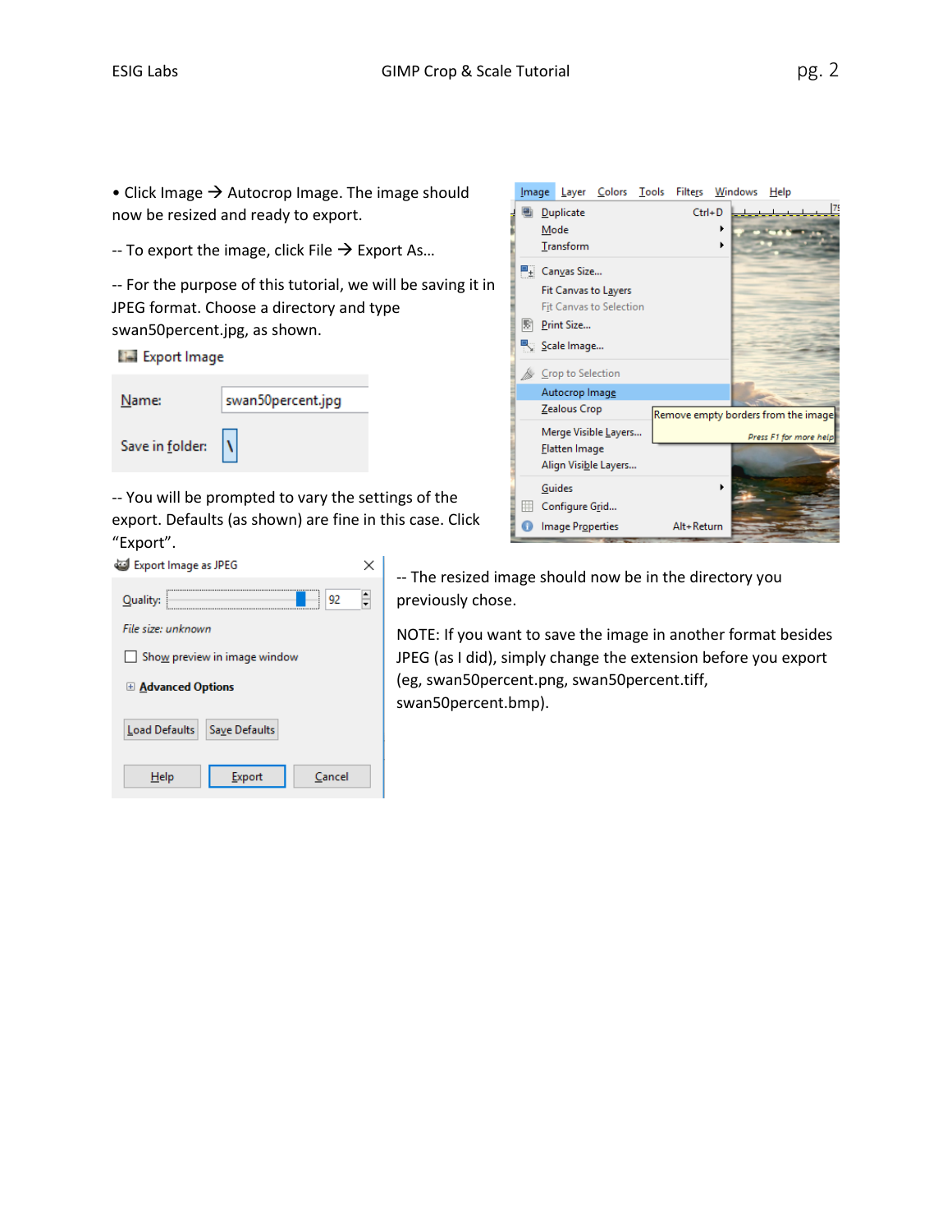• Click Image → Autocrop Image. The image should now be resized and ready to export.

-- To export the image, click File → Export As…

-- For the purpose of this tutorial, we will be saving it in JPEG format. Choose a directory and type swan50percent.jpg, as shown.

Export Image

Name: swan50percent.jpg

Save in folder: \

-- You will be prompted to vary the settings of the export. Defaults (as shown) are fine in this case. Click “Export”.

Export Image as JPEG

Quality: 92

File size: unknown

Show preview in image window

Advanced Options

Load Defaults | Save Defaults

Help | Export | Cancel

-- The resized image should now be in the directory you previously chose.

NOTE: If you want to save the image in another format besides JPEG (as I did), simply change the extension before you export (eg, swan50percent.png, swan50percent.tiff, swan50percent.bmp).